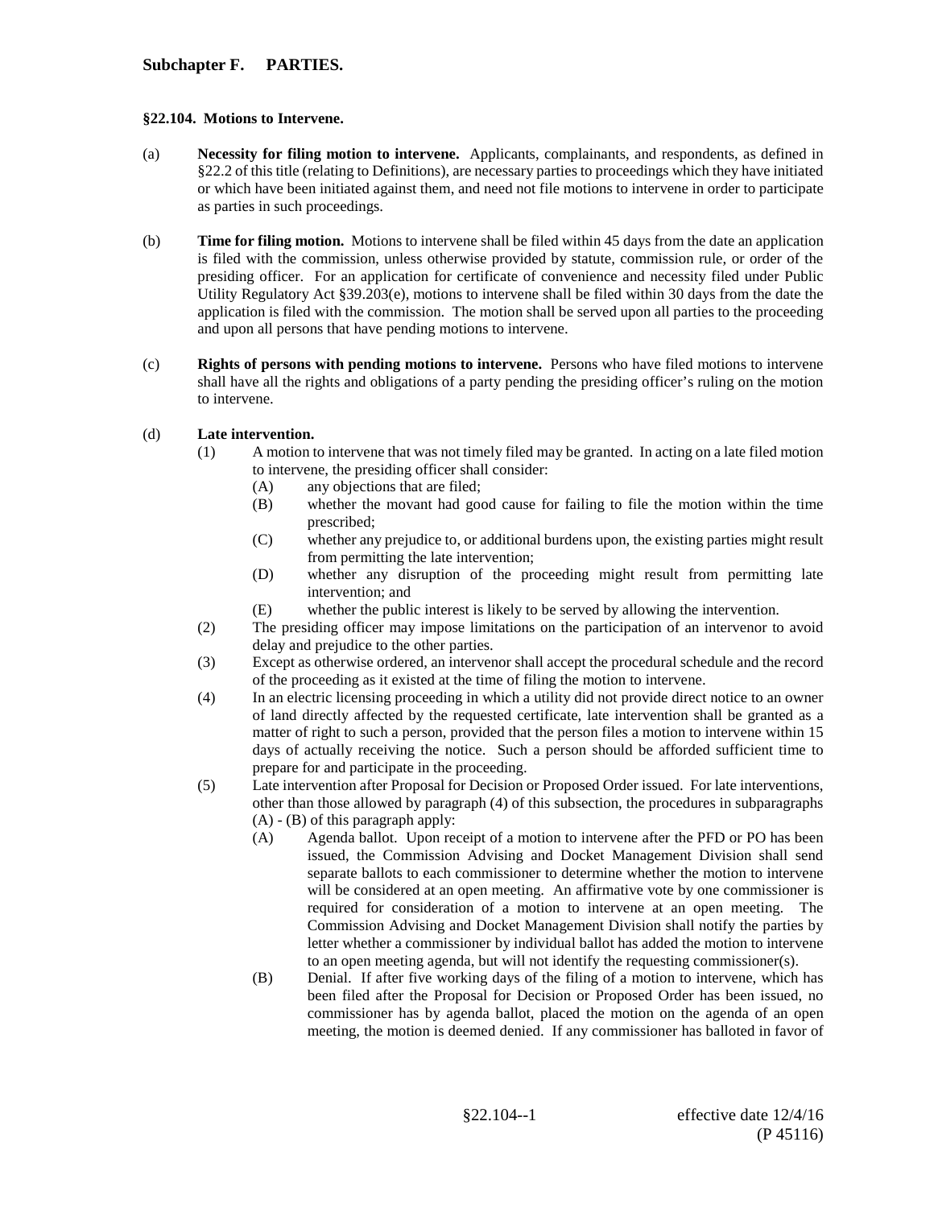## Subchapter F. PARTIES.

### §22.104. Motions to Intervene.

(a) **Necessity for filing motion to intervene.** Applicants, complainants, and respondents, as defined in §22.2 of this title (relating to Definitions), are necessary parties to proceedings which they have initiated or which have been initiated against them, and need not file motions to intervene in order to participate as parties in such proceedings.

(b) **Time for filing motion.** Motions to intervene shall be filed within 45 days from the date an application is filed with the commission, unless otherwise provided by statute, commission rule, or order of the presiding officer. For an application for certificate of convenience and necessity filed under Public Utility Regulatory Act §39.203(e), motions to intervene shall be filed within 30 days from the date the application is filed with the commission. The motion shall be served upon all parties to the proceeding and upon all persons that have pending motions to intervene.

(c) **Rights of persons with pending motions to intervene.** Persons who have filed motions to intervene shall have all the rights and obligations of a party pending the presiding officer's ruling on the motion to intervene.

(d) **Late intervention.**

(1) A motion to intervene that was not timely filed may be granted. In acting on a late filed motion to intervene, the presiding officer shall consider:

(A) any objections that are filed;

(B) whether the movant had good cause for failing to file the motion within the time prescribed;

(C) whether any prejudice to, or additional burdens upon, the existing parties might result from permitting the late intervention;

(D) whether any disruption of the proceeding might result from permitting late intervention; and

(E) whether the public interest is likely to be served by allowing the intervention.

(2) The presiding officer may impose limitations on the participation of an intervenor to avoid delay and prejudice to the other parties.

(3) Except as otherwise ordered, an intervenor shall accept the procedural schedule and the record of the proceeding as it existed at the time of filing the motion to intervene.

(4) In an electric licensing proceeding in which a utility did not provide direct notice to an owner of land directly affected by the requested certificate, late intervention shall be granted as a matter of right to such a person, provided that the person files a motion to intervene within 15 days of actually receiving the notice. Such a person should be afforded sufficient time to prepare for and participate in the proceeding.

(5) Late intervention after Proposal for Decision or Proposed Order issued. For late interventions, other than those allowed by paragraph (4) of this subsection, the procedures in subparagraphs (A) - (B) of this paragraph apply:

(A) Agenda ballot. Upon receipt of a motion to intervene after the PFD or PO has been issued, the Commission Advising and Docket Management Division shall send separate ballots to each commissioner to determine whether the motion to intervene will be considered at an open meeting. An affirmative vote by one commissioner is required for consideration of a motion to intervene at an open meeting. The Commission Advising and Docket Management Division shall notify the parties by letter whether a commissioner by individual ballot has added the motion to intervene to an open meeting agenda, but will not identify the requesting commissioner(s).

(B) Denial. If after five working days of the filing of a motion to intervene, which has been filed after the Proposal for Decision or Proposed Order has been issued, no commissioner has by agenda ballot, placed the motion on the agenda of an open meeting, the motion is deemed denied. If any commissioner has balloted in favor of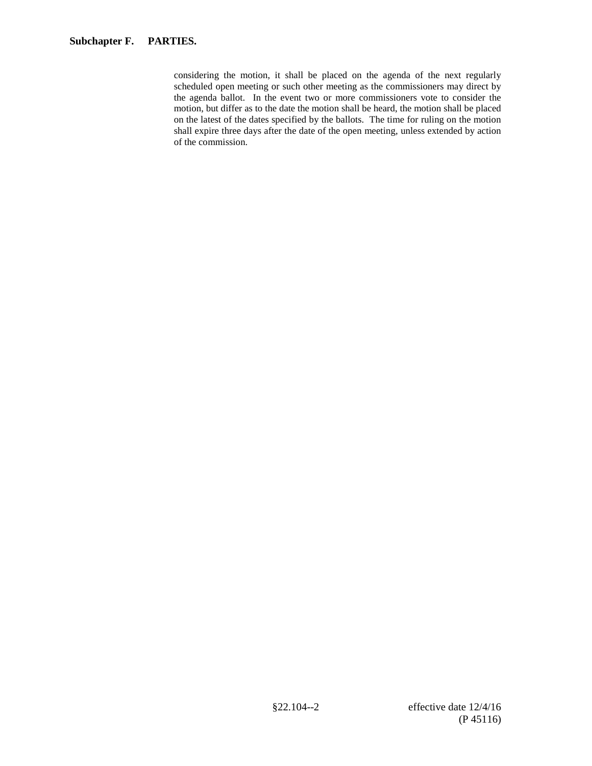considering the motion, it shall be placed on the agenda of the next regularly scheduled open meeting or such other meeting as the commissioners may direct by the agenda ballot. In the event two or more commissioners vote to consider the motion, but differ as to the date the motion shall be heard, the motion shall be placed on the latest of the dates specified by the ballots. The time for ruling on the motion shall expire three days after the date of the open meeting, unless extended by action of the commission.